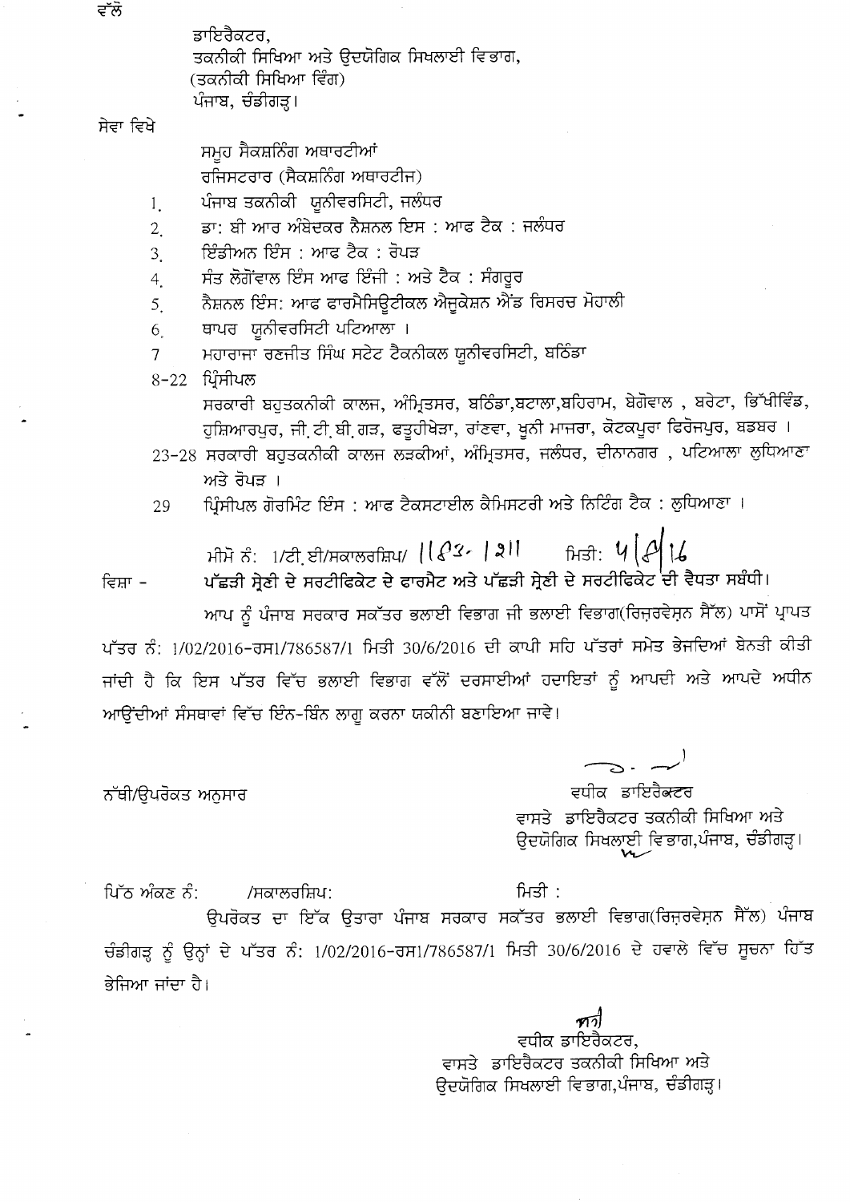ਵੱਲੋ

ਡਾਇਰੈਕਟਰ,
ਤਕਨੀਕੀ ਸਿਖਿਆ ਅਤੇ ਉਦਯੋਗਿਕ ਸਿਖਲਾਈ ਵਿਭਾਗ,
(ਤਕਨੀਕੀ ਸਿਖਿਆ ਵਿੰਗ)
ਪੰਜਾਬ, ਚੰਡੀਗੜ੍ਹ।

ਸੇਵਾ ਵਿਖੇ

ਸਮੂਹ ਸੈਕਸ਼ਨਿੰਗ ਅਥਾਰਟੀਆਂ
ਰਜਿਸਟਰਾਰ (ਸੈਕਸ਼ਨਿੰਗ ਅਥਾਰਟੀਜ)

1. ਪੰਜਾਬ ਤਕਨੀਕੀ ਯੂਨੀਵਰਸਿਟੀ, ਜਲੰਧਰ
2. ਡਾ: ਬੀ ਆਰ ਅੰਬੇਦਕਰ ਨੈਸ਼ਨਲ ਇਸ : ਆਫ ਟੈਕ : ਜਲੰਧਰ
3. ਇੰਡੀਅਨ ਇੰਸ : ਆਫ ਟੈਕ : ਰੋਪੜ
4. ਸੰਤ ਲੋਂਗੋਵਾਲ ਇੰਸ ਆਫ ਇੰਜੀ : ਅਤੇ ਟੈਕ : ਸੰਗਰੂਰ
5. ਨੈਸ਼ਨਲ ਇੰਸ: ਆਫ ਫਾਰਮੈਸਿਊਟੀਕਲ ਐਜੂਕੇਸ਼ਨ ਐਂਡ ਰਿਸਰਚ ਮੋਹਾਲੀ
6. ਥਾਪਰ ਯੂਨੀਵਰਸਿਟੀ ਪਟਿਆਲਾ ।
7. ਮਹਾਰਾਜਾ ਰਣਜੀਤ ਸਿੰਘ ਸਟੇਟ ਟੈਕਨੀਕਲ ਯੂਨੀਵਰਸਿਟੀ, ਬਠਿੰਡਾ

8-22 ਪ੍ਰਿੰਸੀਪਲ
ਸਰਕਾਰੀ ਬਹੁਤਕਨੀਕੀ ਕਾਲਜ, ਅੰਮ੍ਰਿਤਸਰ, ਬਠਿੰਡਾ,ਬਟਾਲਾ,ਬਹਿਰਾਮ, ਬੇਗੋਵਾਲ , ਬਰੇਟਾ, ਭਿੱਖੀਵਿੰਡ, ਹੁਸ਼ਿਆਰਪੁਰ, ਜੀ.ਟੀ.ਬੀ.ਗੜ, ਫਤੂਹੀਖੇੜਾ, ਰਾਂਣਵਾ, ਖੂਨੀ ਮਾਜਰਾ, ਕੋਟਕਪੂਰਾ ਫਿਰੋਜਪੁਰ, ਬਡਬਰ ।

23-28 ਸਰਕਾਰੀ ਬਹੁਤਕਨੀਕੀ ਕਾਲਜ ਲੜਕੀਆਂ, ਅੰਮ੍ਰਿਤਸਰ, ਜਲੰਧਰ, ਦੀਨਾਨਗਰ , ਪਟਿਆਲਾ ਲੁਧਿਆਣਾ ਅਤੇ ਰੋਪੜ ।

29 ਪ੍ਰਿੰਸੀਪਲ ਗੋਰਮਿੰਟ ਇੰਸ : ਆਫ ਟੈਕਸਟਾਈਲ ਕੈਮਿਸਟਰੀ ਅਤੇ ਨਿਟਿੰਗ ਟੈਕ : ਲੁਧਿਆਣਾ ।

ਮੀਮੋ ਨੰ: 1/ਟੀ.ਈ/ਸਕਾਲਰਸ਼ਿਪ/ 1183-1211 ਮਿਤੀ: 4/8/16

ਵਿਸ਼ਾ - **ਪੱਛੜੀ ਸ੍ਰੇਣੀ ਦੇ ਸਰਟੀਫਿਕੇਟ ਦੇ ਫਾਰਮੈਟ ਅਤੇ ਪੱਛੜੀ ਸ੍ਰੇਣੀ ਦੇ ਸਰਟੀਫਿਕੇਟ ਦੀ ਵੈਧਤਾ ਸਬੰਧੀ।**

ਆਪ ਨੂੰ ਪੰਜਾਬ ਸਰਕਾਰ ਸਕੱਤਰ ਭਲਾਈ ਵਿਭਾਗ ਜੀ ਭਲਾਈ ਵਿਭਾਗ(ਰਿਜ਼ਰਵੇਸ਼ਨ ਸੈੱਲ) ਪਾਸੋਂ ਪ੍ਰਾਪਤ ਪੱਤਰ ਨੰ: 1/02/2016-ਰਸ1/786587/1 ਮਿਤੀ 30/6/2016 ਦੀ ਕਾਪੀ ਸਹਿ ਪੱਤਰਾਂ ਸਮੇਤ ਭੇਜਦਿਆਂ ਬੇਨਤੀ ਕੀਤੀ ਜਾਂਦੀ ਹੈ ਕਿ ਇਸ ਪੱਤਰ ਵਿੱਚ ਭਲਾਈ ਵਿਭਾਗ ਵੱਲੋਂ ਦਰਸਾਈਆਂ ਹਦਾਇਤਾਂ ਨੂੰ ਆਪਦੀ ਅਤੇ ਆਪਦੇ ਅਧੀਨ ਆਉਂਦੀਆਂ ਸੰਸਥਾਵਾਂ ਵਿੱਚ ਇੰਨ-ਬਿੰਨ ਲਾਗੂ ਕਰਨਾ ਯਕੀਨੀ ਬਣਾਇਆ ਜਾਵੇ।

ਨੱਥੀ/ਉਪਰੋਕਤ ਅਨੁਸਾਰ

ਵਧੀਕ ਡਾਇਰੈਕਟਰ
ਵਾਸਤੇ ਡਾਇਰੈਕਟਰ ਤਕਨੀਕੀ ਸਿਖਿਆ ਅਤੇ
ਉਦਯੋਗਿਕ ਸਿਖਲਾਈ ਵਿਭਾਗ,ਪੰਜਾਬ, ਚੰਡੀਗੜ੍ਹ।

ਪਿੱਠ ਅੰਕਣ ਨੰ: /ਸਕਾਲਰਸ਼ਿਪ: ਮਿਤੀ :

ਉਪਰੋਕਤ ਦਾ ਇੱਕ ਉਤਾਰਾ ਪੰਜਾਬ ਸਰਕਾਰ ਸਕੱਤਰ ਭਲਾਈ ਵਿਭਾਗ(ਰਿਜ਼ਰਵੇਸ਼ਨ ਸੈੱਲ) ਪੰਜਾਬ ਚੰਡੀਗੜ੍ਹ ਨੂੰ ਉਨ੍ਹਾਂ ਦੇ ਪੱਤਰ ਨੰ: 1/02/2016-ਰਸ1/786587/1 ਮਿਤੀ 30/6/2016 ਦੇ ਹਵਾਲੇ ਵਿੱਚ ਸੂਚਨਾ ਹਿੱਤ ਭੇਜਿਆ ਜਾਂਦਾ ਹੈ।

ਵਧੀਕ ਡਾਇਰੈਕਟਰ,
ਵਾਸਤੇ ਡਾਇਰੈਕਟਰ ਤਕਨੀਕੀ ਸਿਖਿਆ ਅਤੇ
ਉਦਯੋਗਿਕ ਸਿਖਲਾਈ ਵਿਭਾਗ,ਪੰਜਾਬ, ਚੰਡੀਗੜ੍ਹ।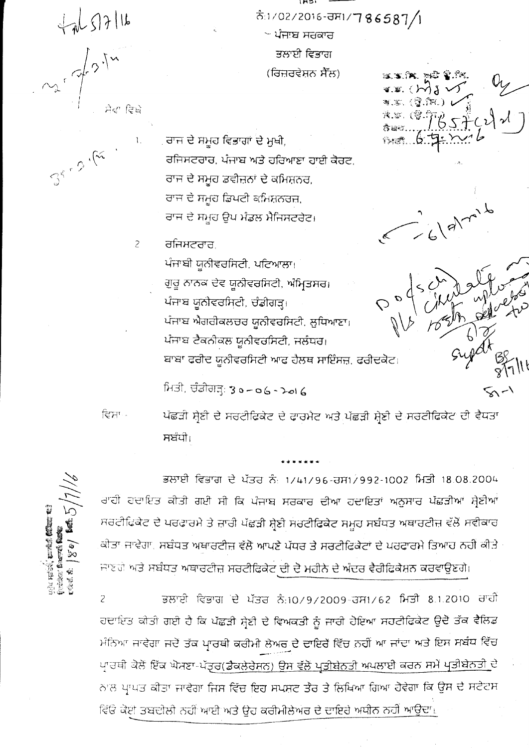ਨੰ:1/02/2016-ਰਸ1/786587/1

ਪੰਜਾਬ ਸਰਕਾਰ

ਭਲਾਈ ਵਿਭਾਗ

(ਰਿਜ਼ਰਵੇਸ਼ਨ ਸੈੱਲ)

ਸੇਵਾ ਵਿਖੇ

1. ਰਾਜ ਦੇ ਸਮੂਹ ਵਿਭਾਗਾਂ ਦੇ ਮੁਖੀ,
   ਰਜਿਸਟਰਾਰ, ਪੰਜਾਬ ਅਤੇ ਹਰਿਆਣਾ ਹਾਈ ਕੋਰਟ,
   ਰਾਜ ਦੇ ਸਮੂਹ ਡਵੀਜ਼ਨਾਂ ਦੇ ਕਮਿਸ਼ਨਰ,
   ਰਾਜ ਦੇ ਸਮੂਹ ਡਿਪਟੀ ਕਮਿਸ਼ਨਰਜ਼,
   ਰਾਜ ਦੇ ਸਮੂਹ ਉਪ ਮੰਡਲ ਮੈਜਿਸਟਰੇਟ।

2. ਰਜਿਸਟਰਾਰ,
   ਪੰਜਾਬੀ ਯੂਨੀਵਰਸਿਟੀ, ਪਟਿਆਲਾ।
   ਗੁਰੂ ਨਾਨਕ ਦੇਵ ਯੂਨੀਵਰਸਿਟੀ, ਅੰਮ੍ਰਿਤਸਰ।
   ਪੰਜਾਬ ਯੂਨੀਵਰਸਿਟੀ, ਚੰਡੀਗੜ੍ਹ।
   ਪੰਜਾਬ ਐਗਰੀਕਲਚਰ ਯੂਨੀਵਰਸਿਟੀ, ਲੁਧਿਆਣਾ।
   ਪੰਜਾਬ ਟੈਕਨੀਕਲ ਯੂਨੀਵਰਸਿਟੀ, ਜਲੰਧਰ।
   ਬਾਬਾ ਫਰੀਦ ਯੂਨੀਵਰਸਿਟੀ ਆਫ ਹੈਲਥ ਸਾਇੰਸਜ਼, ਫਰੀਦਕੋਟ।

ਮਿਤੀ, ਚੰਡੀਗੜ੍ਹ: 30-06-2016

ਵਿਸ਼ਾ - ਪੱਛੜੀ ਸ਼੍ਰੇਣੀ ਦੇ ਸਰਟੀਫਿਕੇਟ ਦੇ ਫਾਰਮੈਟ ਅਤੇ ਪੱਛੜੀ ਸ਼੍ਰੇਣੀ ਦੇ ਸਰਟੀਫਿਕੇਟ ਦੀ ਵੈਧਤਾ ਸਬੰਧੀ।

\*\*\*\*\*\*\*

ਭਲਾਈ ਵਿਭਾਗ ਦੇ ਪੱਤਰ ਨੰ: 1/41/96-ਰਸ1/992-1002 ਮਿਤੀ 18.08.2004 ਰਾਹੀਂ ਹਦਾਇਤ ਕੀਤੀ ਗਈ ਸੀ ਕਿ ਪੰਜਾਬ ਸਰਕਾਰ ਦੀਆਂ ਹਦਾਇਤਾਂ ਅਨੁਸਾਰ ਪੱਛੜੀਆਂ ਸ਼੍ਰੇਣੀਆਂ ਸਰਟੀਫਿਕੇਟ ਦੇ ਪਰਫਾਰਮੇ ਤੇ ਜਾਰੀ ਪੱਛੜੀ ਸ਼੍ਰੇਣੀ ਸਰਟੀਫਿਕੇਟ ਸਮੂਹ ਸਬੰਧਤ ਅਥਾਰਟੀਜ਼ ਵੱਲੋਂ ਸਵੀਕਾਰ ਕੀਤਾ ਜਾਵੇਗਾ, ਸਬੰਧਤ ਅਥਾਰਟੀਜ਼ ਵੱਲੋਂ ਆਪਣੇ ਪੱਧਰ ਤੇ ਸਰਟੀਫਿਕੇਟਾਂ ਦੇ ਪਰਫਾਰਮੇ ਤਿਆਰ ਨਹੀਂ ਕੀਤੇ ਜਾਣਗੇ ਅਤੇ ਸਬੰਧਤ ਅਥਾਰਟੀਜ਼ ਸਰਟੀਫਿਕੇਟ ਦੀ ਦੋ ਮਹੀਨੇ ਦੇ ਅੰਦਰ ਵੈਰੀਫਿਕੇਸ਼ਨ ਕਰਵਾਉਣਗੇ।

2 ਭਲਾਈ ਵਿਭਾਗ ਦੇ ਪੱਤਰ ਨੰ:10/9/2009-ਰਸ1/62 ਮਿਤੀ 8.1.2010 ਰਾਹੀਂ ਹਦਾਇਤ ਕੀਤੀ ਗਈ ਹੈ ਕਿ ਪੱਛੜੀ ਸ਼੍ਰੇਣੀ ਦੇ ਵਿਅਕਤੀ ਨੂੰ ਜਾਰੀ ਹੋਇਆ ਸਰਟੀਫਿਕੇਟ ਉਦੋਂ ਤੱਕ ਵੈਲਿਡ ਮੰਨਿਆ ਜਾਵੇਗਾ ਜਦੋਂ ਤੱਕ ਪ੍ਰਾਰਥੀ ਕਰੀਮੀ ਲੇਅਰ ਦੇ ਦਾਇਰੇ ਵਿੱਚ ਨਹੀਂ ਆ ਜਾਂਦਾ ਅਤੇ ਇਸ ਸਬੰਧ ਵਿੱਚ ਪ੍ਰਾਰਥੀ ਕੋਲੋਂ ਇੱਕ ਘੋਸ਼ਣਾ-ਪੱਤਰ(ਡੈਕਲੇਰੇਸ਼ਨ) ਉਸ ਵੱਲੋਂ ਪ੍ਰਤੀਬੇਨਤੀ ਅਪਲਾਈ ਕਰਨ ਸਮੇਂ ਪ੍ਰਤੀਬੇਨਤੀ ਦੇ ਨਾਲ ਪ੍ਰਾਪਤ ਕੀਤਾ ਜਾਵੇਗਾ ਜਿਸ ਵਿੱਚ ਇਹ ਸਪਸ਼ਟ ਤੌਰ ਤੇ ਲਿਖਿਆ ਗਿਆ ਹੋਵੇਗਾ ਕਿ ਉਸ ਦੇ ਸਟੇਟਸ ਵਿੱਚ ਕੋਈ ਤਬਦੀਲੀ ਨਹੀਂ ਆਈ ਅਤੇ ਉਹ ਕਰੀਮੀਲੇਅਰ ਦੇ ਦਾਇਰੇ ਅਧੀਨ ਨਹੀਂ ਆਉਂਦਾ।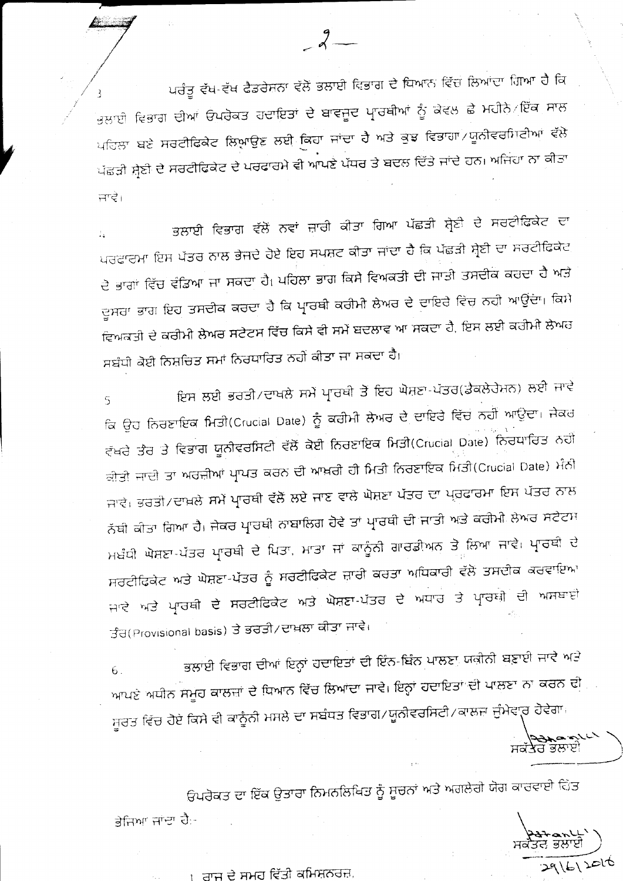3. ਪਰੰਤੂ ਵੱਖ-ਵੱਖ ਫੈਡਰੇਸ਼ਨਾ ਵੱਲੋਂ ਭਲਾਈ ਵਿਭਾਗ ਦੇ ਧਿਆਨ ਵਿੱਚ ਲਿਆਂਦਾ ਗਿਆ ਹੈ ਕਿ ਭਲਾਈ ਵਿਭਾਗ ਦੀਆਂ ਉਪਰੋਕਤ ਹਦਾਇਤਾਂ ਦੇ ਬਾਵਜੂਦ ਪ੍ਰਾਰਥੀਆਂ ਨੂੰ ਕੇਵਲ ਛੇ ਮਹੀਨੇ/ਇੱਕ ਸਾਲ ਪਹਿਲਾ ਬਣੇ ਸਰਟੀਫਿਕੇਟ ਲਿਆਉਣ ਲਈ ਕਿਹਾ ਜਾਂਦਾ ਹੈ ਅਤੇ ਕੁਝ ਵਿਭਾਗਾ/ਯੂਨੀਵਰਸਿਟੀਆ ਵੱਲੋ ਪੱਛੜੀ ਸ਼੍ਰੇਣੀ ਦੇ ਸਰਟੀਫਿਕੇਟ ਦੇ ਪਰਫਾਰਮੇ ਵੀ ਆਪਣੇ ਪੱਧਰ ਤੇ ਬਦਲ ਦਿੱਤੇ ਜਾਂਦੇ ਹਨ। ਅਜਿਹਾ ਨਾ ਕੀਤਾ ਜਾਵੇ।

4. ਭਲਾਈ ਵਿਭਾਗ ਵੱਲੋਂ ਨਵਾਂ ਜ਼ਾਰੀ ਕੀਤਾ ਗਿਆ ਪੱਛੜੀ ਸ਼੍ਰੇਣੀ ਦੇ ਸਰਟੀਫਿਕੇਟ ਦਾ ਪਰਫਾਰਮਾ ਇਸ ਪੱਤਰ ਨਾਲ ਭੇਜਦੇ ਹੋਏ ਇਹ ਸਪਸ਼ਟ ਕੀਤਾ ਜਾਂਦਾ ਹੈ ਕਿ ਪੱਛੜੀ ਸ਼੍ਰੇਣੀ ਦਾ ਸਰਟੀਫਿਕੇਟ ਦੋ ਭਾਗਾਂ ਵਿੱਚ ਵੰਡਿਆ ਜਾ ਸਕਦਾ ਹੈ। ਪਹਿਲਾ ਭਾਗ ਕਿਸੇ ਵਿਅਕਤੀ ਦੀ ਜਾਤੀ ਤਸਦੀਕ ਕਰਦਾ ਹੈ ਅਤੇ ਦੂਸਰਾ ਭਾਗ ਇਹ ਤਸਦੀਕ ਕਰਦਾ ਹੈ ਕਿ ਪ੍ਰਾਰਥੀ ਕਰੀਮੀ ਲੇਅਰ ਦੇ ਦਾਇਰੇ ਵਿਚ ਨਹੀ ਆਉਂਦਾ। ਕਿਸੇ ਵਿਅਕਤੀ ਦੇ ਕਰੀਮੀ ਲੇਅਰ ਸਟੇਟਸ ਵਿੱਚ ਕਿਸੇ ਵੀ ਸਮੇਂ ਬਦਲਾਵ ਆ ਸਕਦਾ ਹੈ, ਇਸ ਲਈ ਕਰੀਮੀ ਲੇਅਰ ਸਬੰਧੀ ਕੋਈ ਨਿਸ਼ਚਿਤ ਸਮਾਂ ਨਿਰਧਾਰਿਤ ਨਹੀਂ ਕੀਤਾ ਜਾ ਸਕਦਾ ਹੈ।

5. ਇਸ ਲਈ ਭਰਤੀ/ਦਾਖਲੇ ਸਮੇਂ ਪ੍ਰਾਰਥੀ ਤੋਂ ਇਹ ਘੋਸ਼ਣਾ-ਪੱਤਰ(ਡੇਕਲੇਰੇਸ਼ਨ) ਲਈ ਜਾਵੇ ਕਿ ਉਹ ਨਿਰਣਾਇਕ ਮਿਤੀ(Crucial Date) ਨੂੰ ਕਰੀਮੀ ਲੇਅਰ ਦੇ ਦਾਇਰੇ ਵਿੱਚ ਨਹੀਂ ਆਉਂਦਾ। ਜੇਕਰ ਵੱਖਰੇ ਤੌਰ ਤੇ ਵਿਭਾਗ ਯੂਨੀਵਰਸਿਟੀ ਵੱਲੋਂ ਕੋਈ ਨਿਰਣਾਇਕ ਮਿਤੀ(Crucial Date) ਨਿਰਧਾਰਿਤ ਨਹੀਂ ਕੀਤੀ ਜਾਂਦੀ ਤਾ ਅਰਜ਼ੀਆਂ ਪ੍ਰਾਪਤ ਕਰਨ ਦੀ ਆਖਰੀ ਹੀ ਮਿਤੀ ਨਿਰਣਾਇਕ ਮਿਤੀ(Crucial Date) ਮੰਨੀ ਜਾਵੇ। ਭਰਤੀ/ਦਾਖਲੇ ਸਮੇਂ ਪ੍ਰਾਰਥੀ ਵੱਲੋਂ ਲਏ ਜਾਣ ਵਾਲੇ ਘੋਸ਼ਣਾ ਪੱਤਰ ਦਾ ਪਰਫਾਰਮਾ ਇਸ ਪੱਤਰ ਨਾਲ ਨੱਥੀ ਕੀਤਾ ਗਿਆ ਹੈ। ਜੇਕਰ ਪ੍ਰਾਰਥੀ ਨਾਬਾਲਿਗ ਹੋਵੇ ਤਾਂ ਪ੍ਰਾਰਥੀ ਦੀ ਜਾਤੀ ਅਤੇ ਕਰੀਮੀ ਲੇਅਰ ਸਟੇਟਸ ਸਬੰਧੀ ਘੋਸ਼ਣਾ-ਪੱਤਰ ਪ੍ਰਾਰਥੀ ਦੇ ਪਿਤਾ, ਮਾਤਾ ਜਾਂ ਕਾਨੂੰਨੀ ਗਾਰਡੀਅਨ ਤੋਂ ਲਿਆ ਜਾਵੇ। ਪ੍ਰਾਰਥੀ ਦੇ ਸਰਟੀਫਿਕੇਟ ਅਤੇ ਘੋਸ਼ਣਾ-ਪੱਤਰ ਨੂੰ ਸਰਟੀਫਿਕੇਟ ਜ਼ਾਰੀ ਕਰਤਾ ਅਧਿਕਾਰੀ ਵੱਲੋਂ ਤਸਦੀਕ ਕਰਵਾਇਆ ਜਾਵੇ ਅਤੇ ਪ੍ਰਾਰਥੀ ਦੇ ਸਰਟੀਫਿਕੇਟ ਅਤੇ ਘੋਸ਼ਣਾ-ਪੱਤਰ ਦੇ ਅਧਾਰ ਤੇ ਪ੍ਰਾਰਥੀ ਦੀ ਆਰਜ਼ੀ ਤੌਰ(Provisional basis) ਤੇ ਭਰਤੀ/ਦਾਖਲਾ ਕੀਤਾ ਜਾਵੇ।

6. ਭਲਾਈ ਵਿਭਾਗ ਦੀਆਂ ਇਨ੍ਹਾਂ ਹਦਾਇਤਾਂ ਦੀ ਇੰਨ-ਬਿੰਨ ਪਾਲਣਾ ਯਕੀਨੀ ਬਣਾਈ ਜਾਵੇ ਅਤੇ ਆਪਣੇ ਅਧੀਨ ਸਮੂਹ ਕਾਲਜਾਂ ਦੇ ਧਿਆਨ ਵਿੱਚ ਲਿਆਂਦਾ ਜਾਵੇ। ਇਨ੍ਹਾਂ ਹਦਾਇਤਾਂ ਦੀ ਪਾਲਣਾ ਨਾ ਕਰਨ ਦੀ ਸੂਰਤ ਵਿੱਚ ਹੋਏ ਕਿਸੇ ਵੀ ਕਾਨੂੰਨੀ ਮਸਲੇ ਦਾ ਸਬੰਧਤ ਵਿਭਾਗ/ਯੂਨੀਵਰਸਿਟੀ/ਕਾਲਜ ਜੁੰਮੇਵਾਰ ਹੋਵੇਗਾ।

ਸਕੱਤਰ ਭਲਾਈ

ਉਪਰੋਕਤ ਦਾ ਇੱਕ ਉਤਾਰਾ ਨਿਮਨਲਿਖਿਤ ਨੂੰ ਸੂਚਨਾ ਅਤੇ ਅਗਲੇਰੀ ਯੋਗ ਕਾਰਵਾਈ ਹਿੱਤ ਭੇਜਿਆ ਜਾਂਦਾ ਹੈ:-

ਸਕੱਤਰ ਭਲਾਈ
29/6/2016

1. ਰਾਜ ਦੇ ਸਮੂਹ ਵਿੱਤੀ ਕਮਿਸ਼ਨਰਜ਼,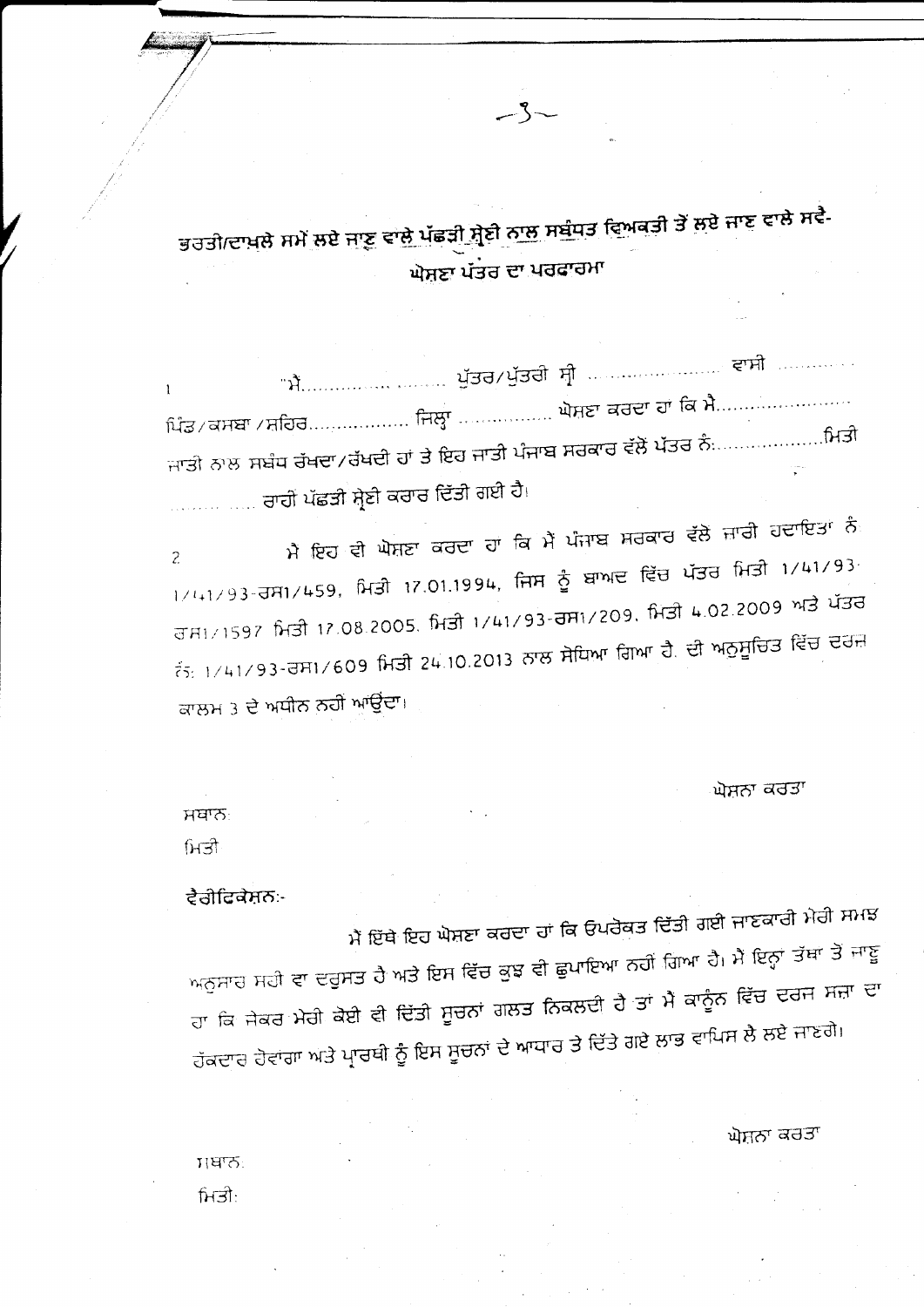## ਭਰਤੀ/ਦਾਖਲੇ ਸਮੇਂ ਲਏ ਜਾਣ ਵਾਲੇ ਪੱਛੜੀ ਸ੍ਰੇਣੀ ਨਾਲ ਸਬੰਧਤ ਵਿਅਕਤੀ ਤੋਂ ਲਏ ਜਾਣ ਵਾਲੇ ਸਵੈ-ਘੋਸ਼ਣਾ ਪੱਤਰ ਦਾ ਪਰਫਾਰਮਾ

1. "ਮੈਂ.................. ਪੁੱਤਰ/ਪੁੱਤਰੀ ਸ੍ਰੀ .................. ਵਾਸੀ .................. ਪਿੰਡ/ਕਸਬਾ/ਸਹਿਰ.................. ਜਿਲ੍ਹਾ .................. ਘੋਸ਼ਣਾ ਕਰਦਾ ਹਾਂ ਕਿ ਮੈਂ.................. ਜਾਤੀ ਨਾਲ ਸਬੰਧ ਰੱਖਦਾ/ਰੱਖਦੀ ਹਾਂ ਤੇ ਇਹ ਜਾਤੀ ਪੰਜਾਬ ਸਰਕਾਰ ਵੱਲੋਂ ਪੱਤਰ ਨੰ:.................. ਮਿਤੀ .................. ਰਾਹੀਂ ਪੱਛੜੀ ਸ੍ਰੇਣੀ ਕਰਾਰ ਦਿੱਤੀ ਗਈ ਹੈ।

2. ਮੈਂ ਇਹ ਵੀ ਘੋਸ਼ਣਾ ਕਰਦਾ ਹਾਂ ਕਿ ਮੈਂ ਪੰਜਾਬ ਸਰਕਾਰ ਵੱਲੋਂ ਜਾਰੀ ਹਦਾਇਤਾਂ ਨੰ 1/41/93-ਰਸ1/459, ਮਿਤੀ 17.01.1994, ਜਿਸ ਨੂੰ ਬਾਅਦ ਵਿੱਚ ਪੱਤਰ ਮਿਤੀ 1/41/93-ਰਸ1/1597 ਮਿਤੀ 17.08.2005, ਮਿਤੀ 1/41/93-ਰਸ1/209, ਮਿਤੀ 4.02.2009 ਅਤੇ ਪੱਤਰ ਨੰ: 1/41/93-ਰਸ1/609 ਮਿਤੀ 24.10.2013 ਨਾਲ ਸੋਧਿਆ ਗਿਆ ਹੈ, ਦੀ ਅਨੁਸੂਚਿਤ ਵਿੱਚ ਦਰਜ ਕਾਲਮ 3 ਦੇ ਅਧੀਨ ਨਹੀਂ ਆਉਂਦਾ।

ਘੋਸ਼ਨਾ ਕਰਤਾ

ਸਥਾਨ:

ਮਿਤੀ

**ਵੈਰੀਫਿਕੇਸ਼ਨ:-**

ਮੈਂ ਇੱਥੇ ਇਹ ਘੋਸ਼ਣਾ ਕਰਦਾ ਹਾਂ ਕਿ ਉਪਰੋਕਤ ਦਿੱਤੀ ਗਈ ਜਾਣਕਾਰੀ ਮੇਰੀ ਸਮਝ ਅਨੁਸਾਰ ਸਹੀ ਵਾ ਦਰੁਸਤ ਹੈ ਅਤੇ ਇਸ ਵਿੱਚ ਕੁਝ ਵੀ ਛੁਪਾਇਆ ਨਹੀਂ ਗਿਆ ਹੈ। ਮੈਂ ਇਨ੍ਹਾਂ ਤੱਥਾਂ ਤੋਂ ਜਾਣੂ ਹਾਂ ਕਿ ਜੇਕਰ ਮੇਰੀ ਕੋਈ ਵੀ ਦਿੱਤੀ ਸੂਚਨਾਂ ਗਲਤ ਨਿਕਲਦੀ ਹੈ ਤਾਂ ਮੈਂ ਕਾਨੂੰਨ ਵਿੱਚ ਦਰਜ ਸਜ਼ਾ ਦਾ ਹੱਕਦਾਰ ਹੋਵਾਂਗਾ ਅਤੇ ਪ੍ਰਾਰਥੀ ਨੂੰ ਇਸ ਸੂਚਨਾਂ ਦੇ ਆਧਾਰ ਤੇ ਦਿੱਤੇ ਗਏ ਲਾਭ ਵਾਪਿਸ ਲੈ ਲਏ ਜਾਣਗੇ।

ਘੋਸ਼ਨਾ ਕਰਤਾ

ਸਥਾਨ:

ਮਿਤੀ: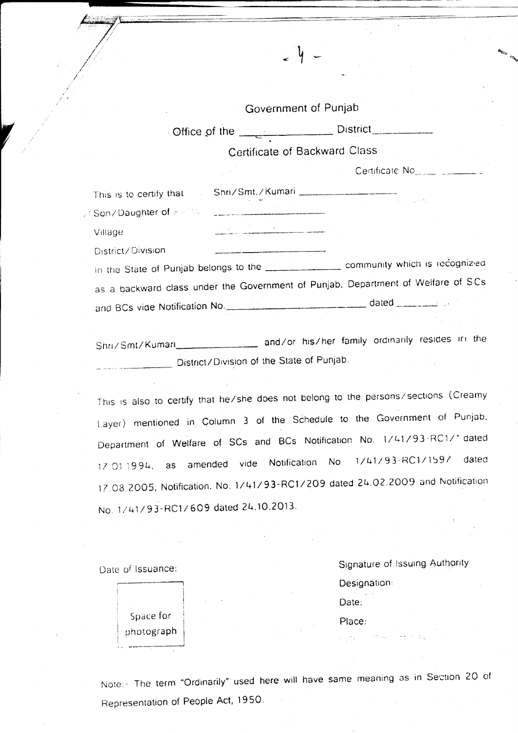Government of Punjab

Office of the ________________ District__________

Certificate of Backward Class

Certificate No____ ________

This is to certify that Shri/Smt./Kumari ____________________

Son/Daughter of ______________________

Village ______________________

District/Division ______________________

In the State of Punjab belongs to the ______________ community which is recognized as a backward class under the Government of Punjab, Department of Welfare of SCs and BCs vide Notification No.__________________________ dated ________.

Shri/Smt/Kumari________________ and/or his/her family ordinarily resides in the ______________ District/Division of the State of Punjab.

This is also to certify that he/she does not belong to the persons/sections (Creamy Layer) mentioned in Column 3 of the Schedule to the Government of Punjab, Department of Welfare of SCs and BCs Notification No. 1/41/93-RC1/* dated 17.01.1994, as amended vide Notification No. 1/41/93-RC1/1597 dated 17.08.2005, Notification. No. 1/41/93-RC1/209 dated 24.02.2009 and Notification No. 1/41/93-RC1/609 dated 24.10.2013.

Date of Issuance:

Space for photograph

Signature of Issuing Authority

Designation:

Date:

Place:

Note:- The term "Ordinarily" used here will have same meaning as in Section 20 of Representation of People Act, 1950.